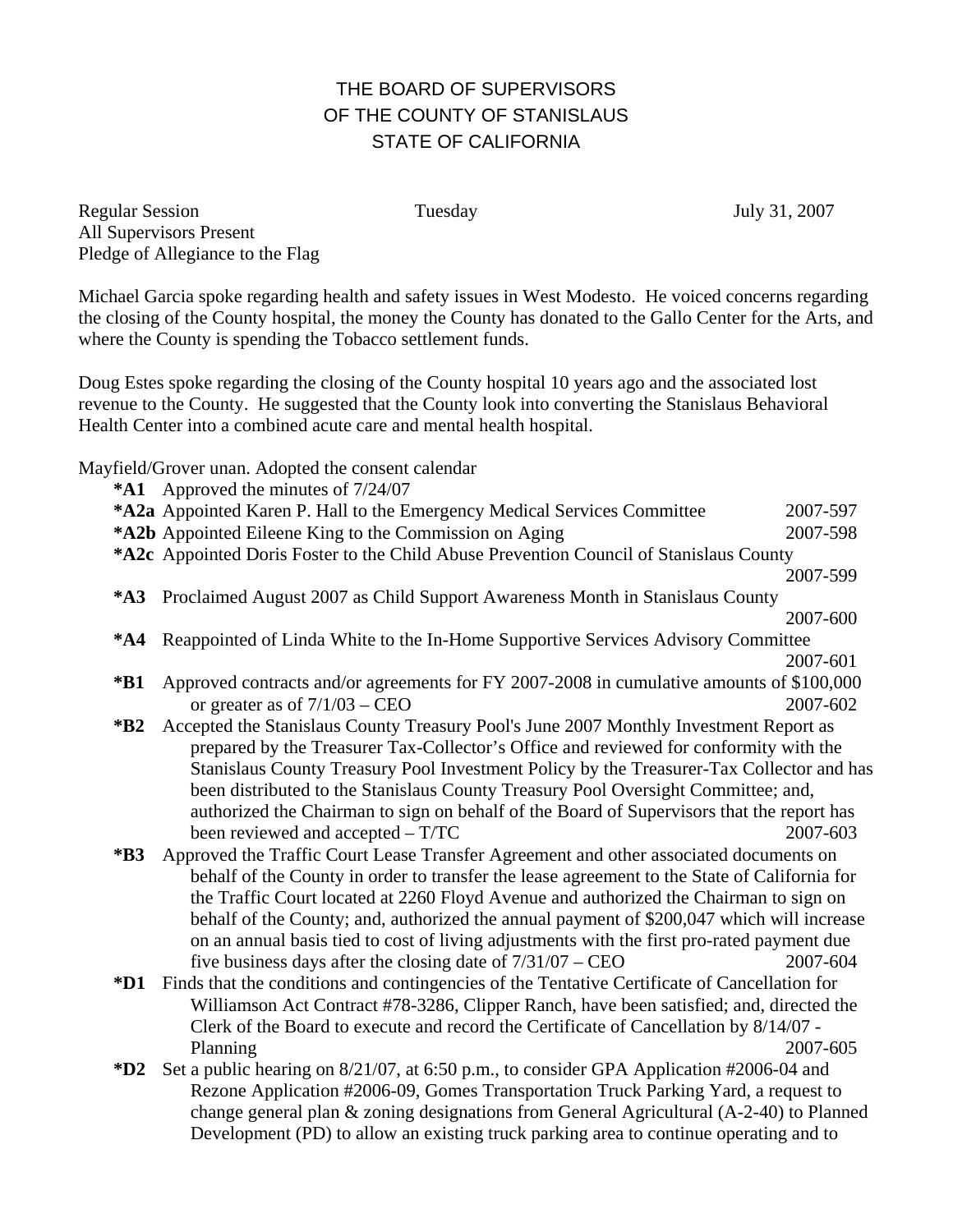# THE BOARD OF SUPERVISORS
# OF THE COUNTY OF STANISLAUS
# STATE OF CALIFORNIA

Regular Session — Tuesday — July 31, 2007

All Supervisors Present

Pledge of Allegiance to the Flag

Michael Garcia spoke regarding health and safety issues in West Modesto. He voiced concerns regarding the closing of the County hospital, the money the County has donated to the Gallo Center for the Arts, and where the County is spending the Tobacco settlement funds.

Doug Estes spoke regarding the closing of the County hospital 10 years ago and the associated lost revenue to the County. He suggested that the County look into converting the Stanislaus Behavioral Health Center into a combined acute care and mental health hospital.

Mayfield/Grover unan. Adopted the consent calendar

**\*A1** Approved the minutes of 7/24/07

**\*A2a** Appointed Karen P. Hall to the Emergency Medical Services Committee 2007-597

**\*A2b** Appointed Eileene King to the Commission on Aging 2007-598

**\*A2c** Appointed Doris Foster to the Child Abuse Prevention Council of Stanislaus County 2007-599

**\*A3** Proclaimed August 2007 as Child Support Awareness Month in Stanislaus County 2007-600

**\*A4** Reappointed of Linda White to the In-Home Supportive Services Advisory Committee 2007-601

**\*B1** Approved contracts and/or agreements for FY 2007-2008 in cumulative amounts of $100,000 or greater as of 7/1/03 – CEO 2007-602

**\*B2** Accepted the Stanislaus County Treasury Pool's June 2007 Monthly Investment Report as prepared by the Treasurer Tax-Collector's Office and reviewed for conformity with the Stanislaus County Treasury Pool Investment Policy by the Treasurer-Tax Collector and has been distributed to the Stanislaus County Treasury Pool Oversight Committee; and, authorized the Chairman to sign on behalf of the Board of Supervisors that the report has been reviewed and accepted – T/TC 2007-603

**\*B3** Approved the Traffic Court Lease Transfer Agreement and other associated documents on behalf of the County in order to transfer the lease agreement to the State of California for the Traffic Court located at 2260 Floyd Avenue and authorized the Chairman to sign on behalf of the County; and, authorized the annual payment of $200,047 which will increase on an annual basis tied to cost of living adjustments with the first pro-rated payment due five business days after the closing date of 7/31/07 – CEO 2007-604

**\*D1** Finds that the conditions and contingencies of the Tentative Certificate of Cancellation for Williamson Act Contract #78-3286, Clipper Ranch, have been satisfied; and, directed the Clerk of the Board to execute and record the Certificate of Cancellation by 8/14/07 - Planning 2007-605

**\*D2** Set a public hearing on 8/21/07, at 6:50 p.m., to consider GPA Application #2006-04 and Rezone Application #2006-09, Gomes Transportation Truck Parking Yard, a request to change general plan & zoning designations from General Agricultural (A-2-40) to Planned Development (PD) to allow an existing truck parking area to continue operating and to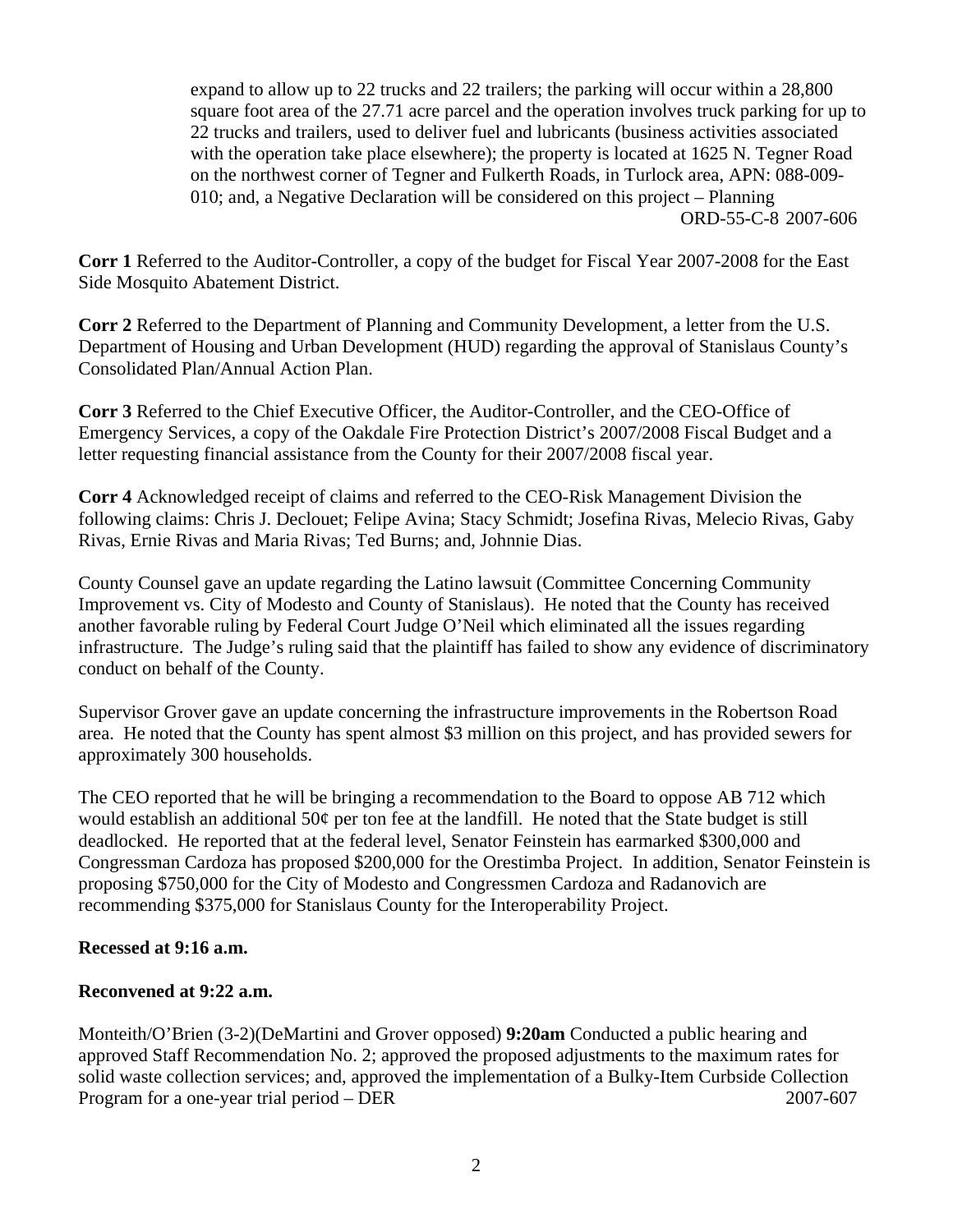expand to allow up to 22 trucks and 22 trailers; the parking will occur within a 28,800 square foot area of the 27.71 acre parcel and the operation involves truck parking for up to 22 trucks and trailers, used to deliver fuel and lubricants (business activities associated with the operation take place elsewhere); the property is located at 1625 N. Tegner Road on the northwest corner of Tegner and Fulkerth Roads, in Turlock area, APN: 088-009-010; and, a Negative Declaration will be considered on this project – Planning ORD-55-C-8 2007-606

**Corr 1** Referred to the Auditor-Controller, a copy of the budget for Fiscal Year 2007-2008 for the East Side Mosquito Abatement District.

**Corr 2** Referred to the Department of Planning and Community Development, a letter from the U.S. Department of Housing and Urban Development (HUD) regarding the approval of Stanislaus County's Consolidated Plan/Annual Action Plan.

**Corr 3** Referred to the Chief Executive Officer, the Auditor-Controller, and the CEO-Office of Emergency Services, a copy of the Oakdale Fire Protection District's 2007/2008 Fiscal Budget and a letter requesting financial assistance from the County for their 2007/2008 fiscal year.

**Corr 4** Acknowledged receipt of claims and referred to the CEO-Risk Management Division the following claims: Chris J. Declouet; Felipe Avina; Stacy Schmidt; Josefina Rivas, Melecio Rivas, Gaby Rivas, Ernie Rivas and Maria Rivas; Ted Burns; and, Johnnie Dias.

County Counsel gave an update regarding the Latino lawsuit (Committee Concerning Community Improvement vs. City of Modesto and County of Stanislaus). He noted that the County has received another favorable ruling by Federal Court Judge O'Neil which eliminated all the issues regarding infrastructure. The Judge's ruling said that the plaintiff has failed to show any evidence of discriminatory conduct on behalf of the County.

Supervisor Grover gave an update concerning the infrastructure improvements in the Robertson Road area. He noted that the County has spent almost $3 million on this project, and has provided sewers for approximately 300 households.

The CEO reported that he will be bringing a recommendation to the Board to oppose AB 712 which would establish an additional 50¢ per ton fee at the landfill. He noted that the State budget is still deadlocked. He reported that at the federal level, Senator Feinstein has earmarked $300,000 and Congressman Cardoza has proposed $200,000 for the Orestimba Project. In addition, Senator Feinstein is proposing $750,000 for the City of Modesto and Congressmen Cardoza and Radanovich are recommending $375,000 for Stanislaus County for the Interoperability Project.

**Recessed at 9:16 a.m.**

**Reconvened at 9:22 a.m.**

Monteith/O'Brien (3-2)(DeMartini and Grover opposed) **9:20am** Conducted a public hearing and approved Staff Recommendation No. 2; approved the proposed adjustments to the maximum rates for solid waste collection services; and, approved the implementation of a Bulky-Item Curbside Collection Program for a one-year trial period – DER 2007-607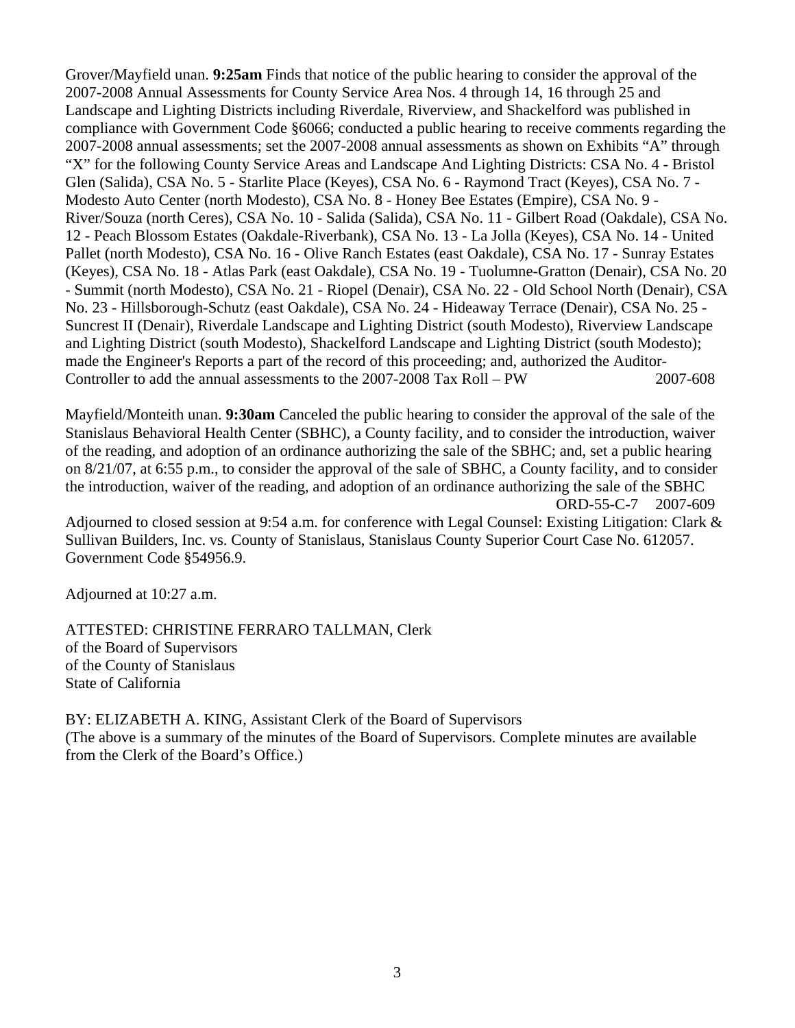Grover/Mayfield unan. **9:25am** Finds that notice of the public hearing to consider the approval of the 2007-2008 Annual Assessments for County Service Area Nos. 4 through 14, 16 through 25 and Landscape and Lighting Districts including Riverdale, Riverview, and Shackelford was published in compliance with Government Code §6066; conducted a public hearing to receive comments regarding the 2007-2008 annual assessments; set the 2007-2008 annual assessments as shown on Exhibits "A" through "X" for the following County Service Areas and Landscape And Lighting Districts: CSA No. 4 - Bristol Glen (Salida), CSA No. 5 - Starlite Place (Keyes), CSA No. 6 - Raymond Tract (Keyes), CSA No. 7 - Modesto Auto Center (north Modesto), CSA No. 8 - Honey Bee Estates (Empire), CSA No. 9 - River/Souza (north Ceres), CSA No. 10 - Salida (Salida), CSA No. 11 - Gilbert Road (Oakdale), CSA No. 12 - Peach Blossom Estates (Oakdale-Riverbank), CSA No. 13 - La Jolla (Keyes), CSA No. 14 - United Pallet (north Modesto), CSA No. 16 - Olive Ranch Estates (east Oakdale), CSA No. 17 - Sunray Estates (Keyes), CSA No. 18 - Atlas Park (east Oakdale), CSA No. 19 - Tuolumne-Gratton (Denair), CSA No. 20 - Summit (north Modesto), CSA No. 21 - Riopel (Denair), CSA No. 22 - Old School North (Denair), CSA No. 23 - Hillsborough-Schutz (east Oakdale), CSA No. 24 - Hideaway Terrace (Denair), CSA No. 25 - Suncrest II (Denair), Riverdale Landscape and Lighting District (south Modesto), Riverview Landscape and Lighting District (south Modesto), Shackelford Landscape and Lighting District (south Modesto); made the Engineer's Reports a part of the record of this proceeding; and, authorized the Auditor-Controller to add the annual assessments to the 2007-2008 Tax Roll – PW 2007-608

Mayfield/Monteith unan. **9:30am** Canceled the public hearing to consider the approval of the sale of the Stanislaus Behavioral Health Center (SBHC), a County facility, and to consider the introduction, waiver of the reading, and adoption of an ordinance authorizing the sale of the SBHC; and, set a public hearing on 8/21/07, at 6:55 p.m., to consider the approval of the sale of SBHC, a County facility, and to consider the introduction, waiver of the reading, and adoption of an ordinance authorizing the sale of the SBHC ORD-55-C-7 2007-609

Adjourned to closed session at 9:54 a.m. for conference with Legal Counsel: Existing Litigation: Clark & Sullivan Builders, Inc. vs. County of Stanislaus, Stanislaus County Superior Court Case No. 612057. Government Code §54956.9.

Adjourned at 10:27 a.m.

ATTESTED: CHRISTINE FERRARO TALLMAN, Clerk
of the Board of Supervisors
of the County of Stanislaus
State of California

BY: ELIZABETH A. KING, Assistant Clerk of the Board of Supervisors
(The above is a summary of the minutes of the Board of Supervisors. Complete minutes are available from the Clerk of the Board's Office.)